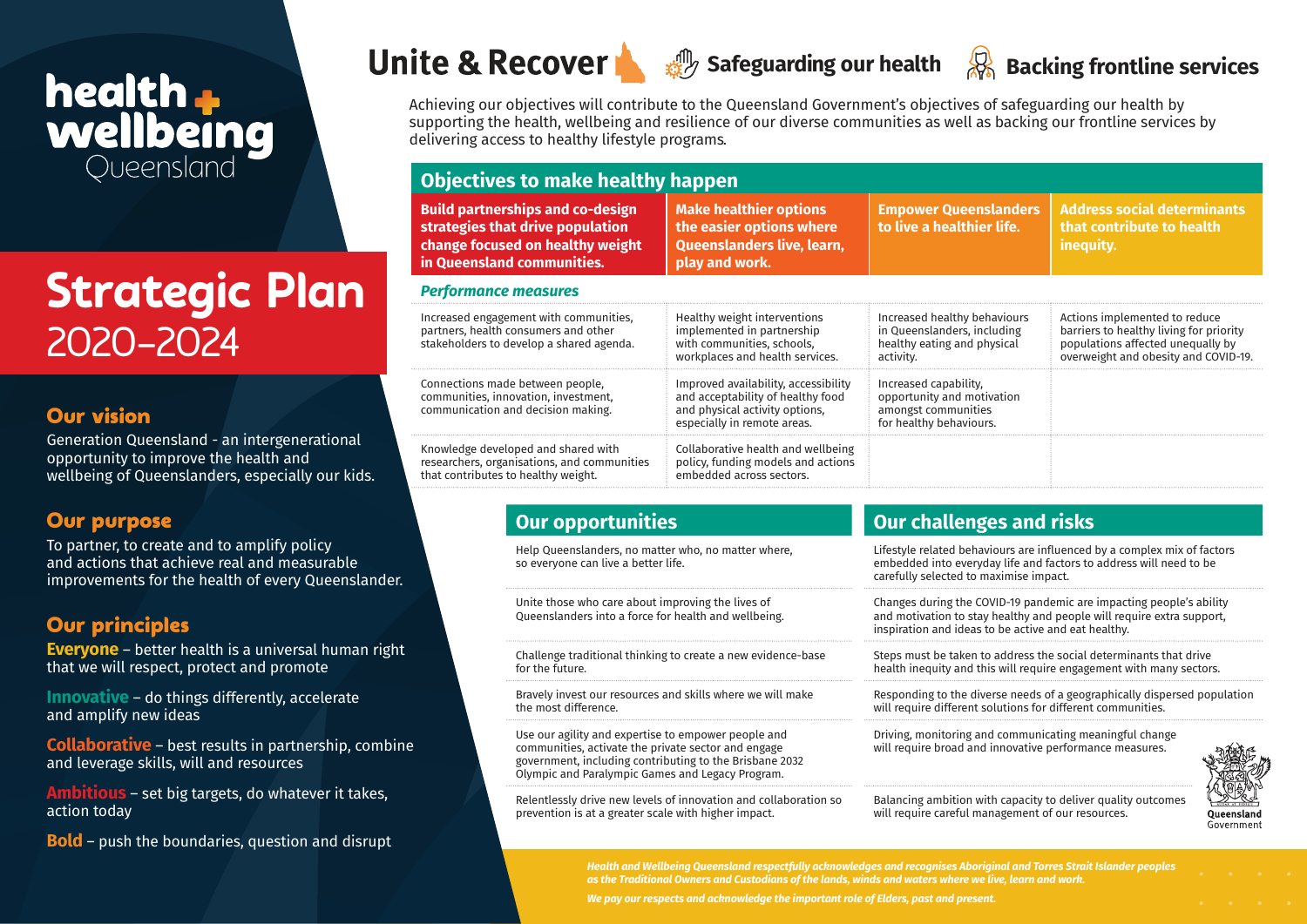# health + wellbeing Queensland

# Strategic Plan 2020–2024

## Our vision

Generation Queensland - an intergenerational opportunity to improve the health and wellbeing of Queenslanders, especially our kids.

## Our purpose

To partner, to create and to amplify policy and actions that achieve real and measurable improvements for the health of every Queenslander.

## Our principles

**Everyone** – better health is a universal human right that we will respect, protect and promote

**Innovative** – do things differently, accelerate and amplify new ideas

**Collaborative** – best results in partnership, combine and leverage skills, will and resources

**Ambitious** – set big targets, do whatever it takes, action today

**Bold** – push the boundaries, question and disrupt

## Unite & Recover | Safeguarding our health | Backing frontline services

Achieving our objectives will contribute to the Queensland Government's objectives of safeguarding our health by supporting the health, wellbeing and resilience of our diverse communities as well as backing our frontline services by delivering access to healthy lifestyle programs.

## Objectives to make healthy happen

| Build partnerships and co-design strategies that drive population change focused on healthy weight in Queensland communities. | Make healthier options the easier options where Queenslanders live, learn, play and work. | Empower Queenslanders to live a healthier life. | Address social determinants that contribute to health inequity. |
|---|---|---|---|
| ***Performance measures*** | | | |
| Increased engagement with communities, partners, health consumers and other stakeholders to develop a shared agenda. | Healthy weight interventions implemented in partnership with communities, schools, workplaces and health services. | Increased healthy behaviours in Queenslanders, including healthy eating and physical activity. | Actions implemented to reduce barriers to healthy living for priority populations affected unequally by overweight and obesity and COVID-19. |
| Connections made between people, communities, innovation, investment, communication and decision making. | Improved availability, accessibility and acceptability of healthy food and physical activity options, especially in remote areas. | Increased capability, opportunity and motivation amongst communities for healthy behaviours. | |
| Knowledge developed and shared with researchers, organisations, and communities that contributes to healthy weight. | Collaborative health and wellbeing policy, funding models and actions embedded across sectors. | | |

## Our opportunities

Help Queenslanders, no matter who, no matter where, so everyone can live a better life.

Unite those who care about improving the lives of Queenslanders into a force for health and wellbeing.

Challenge traditional thinking to create a new evidence-base for the future.

Bravely invest our resources and skills where we will make the most difference.

Use our agility and expertise to empower people and communities, activate the private sector and engage government, including contributing to the Brisbane 2032 Olympic and Paralympic Games and Legacy Program.

Relentlessly drive new levels of innovation and collaboration so prevention is at a greater scale with higher impact.

## Our challenges and risks

Lifestyle related behaviours are influenced by a complex mix of factors embedded into everyday life and factors to address will need to be carefully selected to maximise impact.

Changes during the COVID-19 pandemic are impacting people's ability and motivation to stay healthy and people will require extra support, inspiration and ideas to be active and eat healthy.

Steps must be taken to address the social determinants that drive health inequity and this will require engagement with many sectors.

Responding to the diverse needs of a geographically dispersed population will require different solutions for different communities.

Driving, monitoring and communicating meaningful change will require broad and innovative performance measures.

Balancing ambition with capacity to deliver quality outcomes will require careful management of our resources.

Queensland Government

*Health and Wellbeing Queensland respectfully acknowledges and recognises Aboriginal and Torres Strait Islander peoples as the Traditional Owners and Custodians of the lands, winds and waters where we live, learn and work.*

*We pay our respects and acknowledge the important role of Elders, past and present.*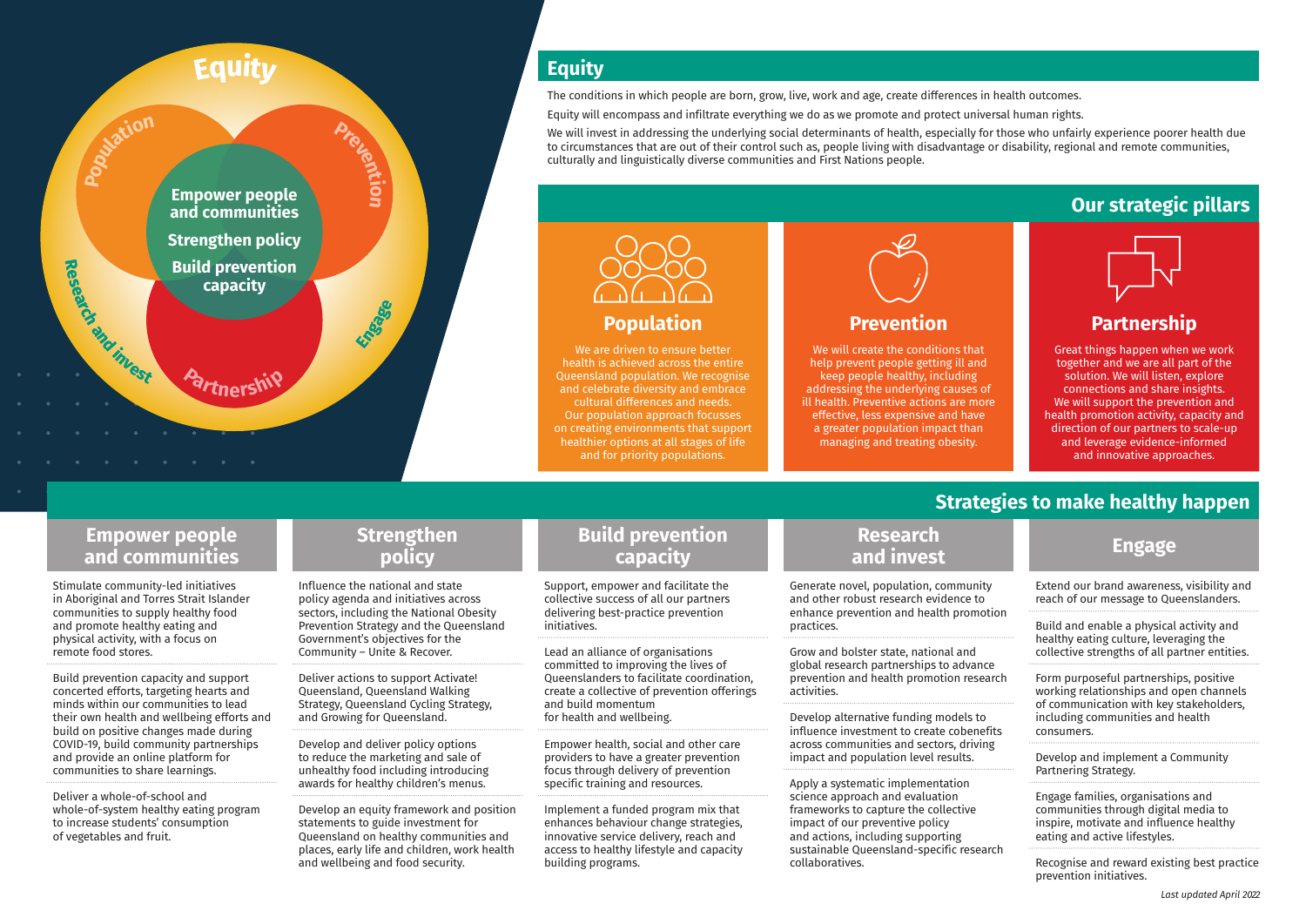Equity

Population

Prevention

Partnership

Research and invest

Engage

Empower people and communities

Strengthen policy

Build prevention capacity

## Equity

The conditions in which people are born, grow, live, work and age, create differences in health outcomes.

Equity will encompass and infiltrate everything we do as we promote and protect universal human rights.

We will invest in addressing the underlying social determinants of health, especially for those who unfairly experience poorer health due to circumstances that are out of their control such as, people living with disadvantage or disability, regional and remote communities, culturally and linguistically diverse communities and First Nations people.

## Our strategic pillars

### Population

We are driven to ensure better health is achieved across the entire Queensland population. We recognise and celebrate diversity and embrace cultural differences and needs. Our population approach focusses on creating environments that support healthier options at all stages of life and for priority populations.

### Prevention

We will create the conditions that help prevent people getting ill and keep people healthy, including addressing the underlying causes of ill health. Preventive actions are more effective, less expensive and have a greater population impact than managing and treating obesity.

### Partnership

Great things happen when we work together and we are all part of the solution. We will listen, explore connections and share insights. We will support the prevention and health promotion activity, capacity and direction of our partners to scale-up and leverage evidence-informed and innovative approaches.

## Strategies to make healthy happen

### Empower people and communities

- Stimulate community-led initiatives in Aboriginal and Torres Strait Islander communities to supply healthy food and promote healthy eating and physical activity, with a focus on remote food stores.
- Build prevention capacity and support concerted efforts, targeting hearts and minds within our communities to lead their own health and wellbeing efforts and build on positive changes made during COVID-19, build community partnerships and provide an online platform for communities to share learnings.
- Deliver a whole-of-school and whole-of-system healthy eating program to increase students' consumption of vegetables and fruit.

### Strengthen policy

- Influence the national and state policy agenda and initiatives across sectors, including the National Obesity Prevention Strategy and the Queensland Government's objectives for the Community – Unite & Recover.
- Deliver actions to support Activate! Queensland, Queensland Walking Strategy, Queensland Cycling Strategy, and Growing for Queensland.
- Develop and deliver policy options to reduce the marketing and sale of unhealthy food including introducing awards for healthy children's menus.
- Develop an equity framework and position statements to guide investment for Queensland on healthy communities and places, early life and children, work health and wellbeing and food security.

### Build prevention capacity

- Support, empower and facilitate the collective success of all our partners delivering best-practice prevention initiatives.
- Lead an alliance of organisations committed to improving the lives of Queenslanders to facilitate coordination, create a collective of prevention offerings and build momentum for health and wellbeing.
- Empower health, social and other care providers to have a greater prevention focus through delivery of prevention specific training and resources.
- Implement a funded program mix that enhances behaviour change strategies, innovative service delivery, reach and access to healthy lifestyle and capacity building programs.

### Research and invest

- Generate novel, population, community and other robust research evidence to enhance prevention and health promotion practices.
- Grow and bolster state, national and global research partnerships to advance prevention and health promotion research activities.
- Develop alternative funding models to influence investment to create cobenefits across communities and sectors, driving impact and population level results.
- Apply a systematic implementation science approach and evaluation frameworks to capture the collective impact of our preventive policy and actions, including supporting sustainable Queensland-specific research collaboratives.

### Engage

- Extend our brand awareness, visibility and reach of our message to Queenslanders.
- Build and enable a physical activity and healthy eating culture, leveraging the collective strengths of all partner entities.
- Form purposeful partnerships, positive working relationships and open channels of communication with key stakeholders, including communities and health consumers.
- Develop and implement a Community Partnering Strategy.
- Engage families, organisations and communities through digital media to inspire, motivate and influence healthy eating and active lifestyles.
- Recognise and reward existing best practice prevention initiatives.

*Last updated April 2022*